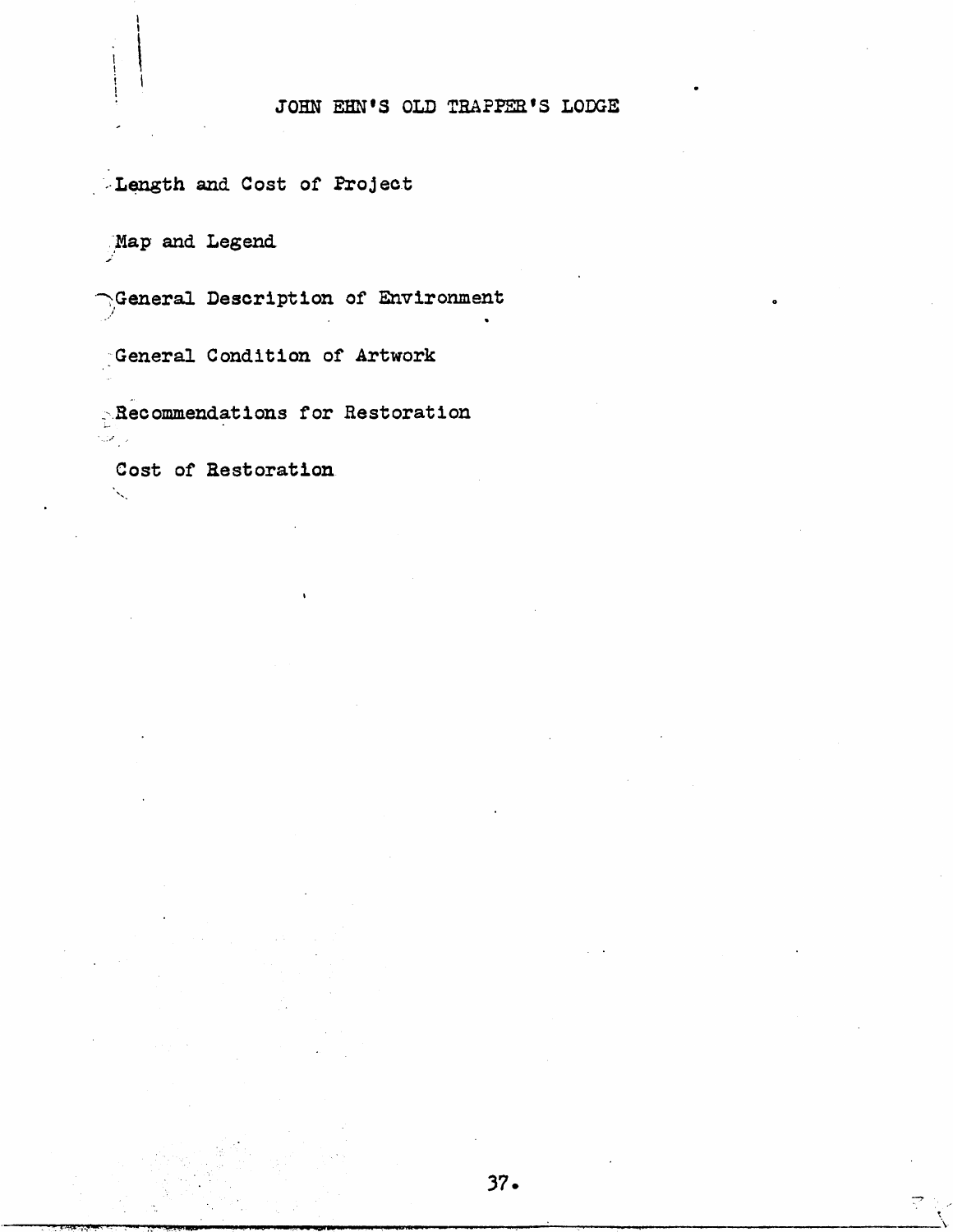# JOHN EHN'S OLD TRAPPER'S LODGE

Length and Cost of Project

Map and Legend

General Description of Environment

General Condition of Artwork

Recommendations for Restoration

Cost of Restoration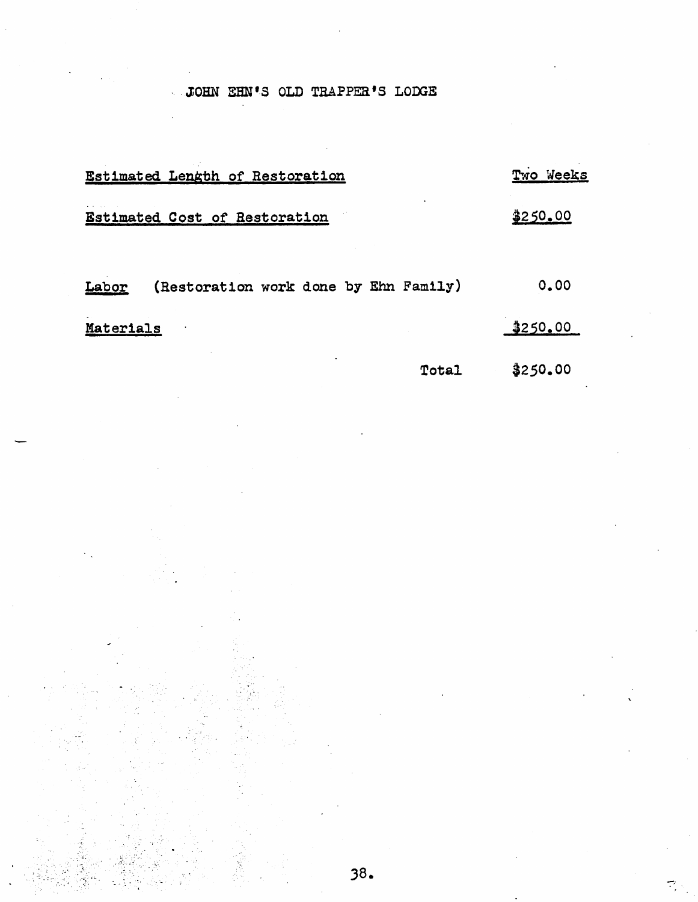# JOHN EHN'S OLD TRAPPER'S LODGE

| | |
|---|---|
| Estimated Length of Restoration | Two Weeks |
| Estimated Cost of Restoration | $250.00 |
| | |
| Labor (Restoration work done by Ehn Family) | 0.00 |
| Materials | $250.00 |
| Total | $250.00 |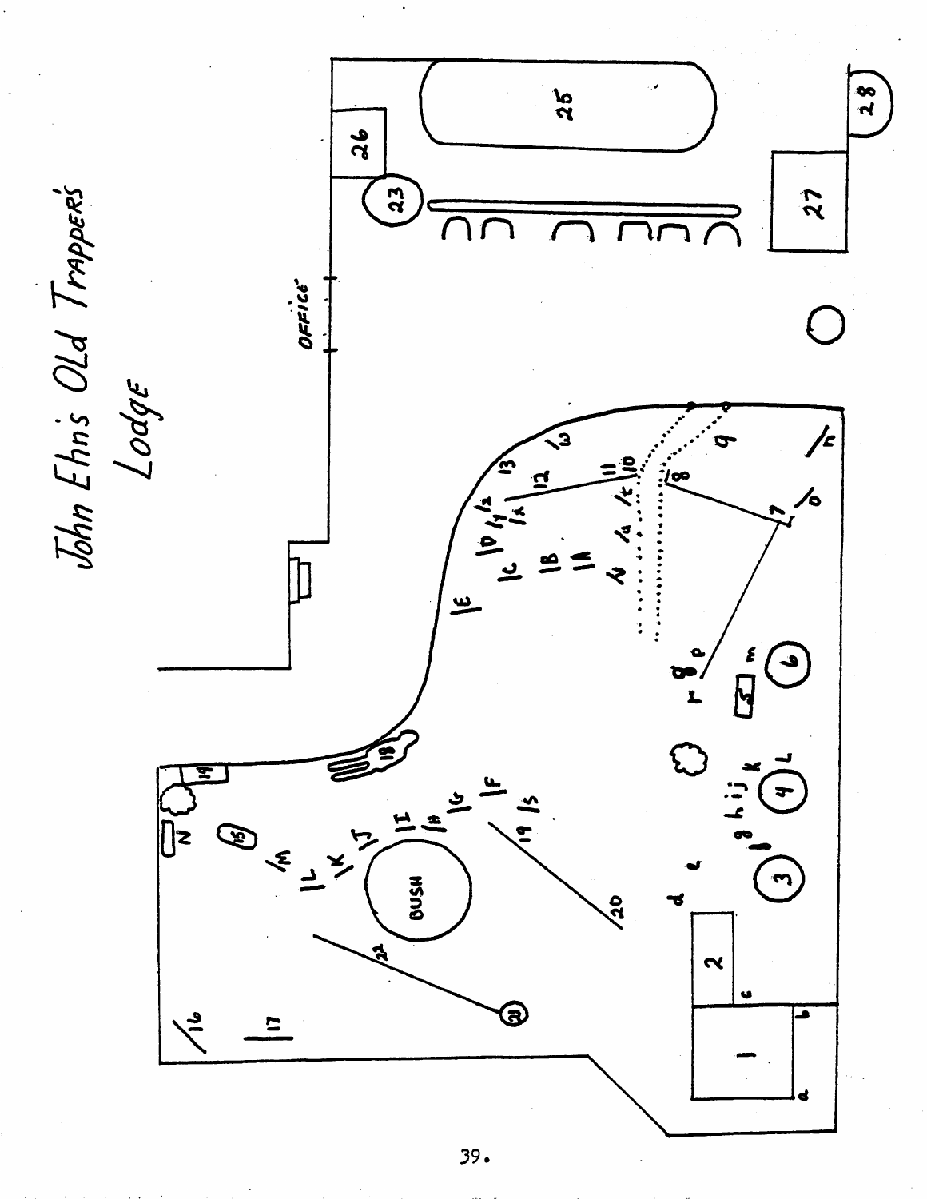# John Ehn's Old Trapper's Lodge

OFFICE

BUSH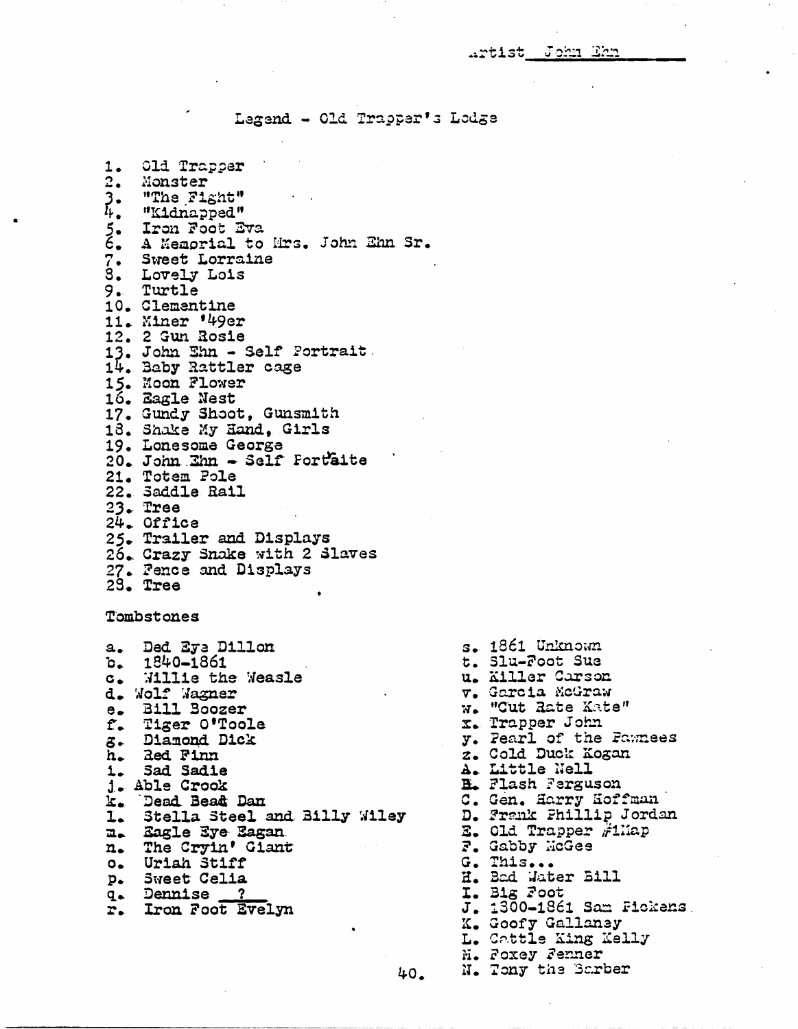Artist John Ehn

# Legend - Old Trapper's Lodge

1. Old Trapper
2. Monster
3. "The Fight"
4. "Kidnapped"
5. Iron Foot Eva
6. A Memorial to Mrs. John Ehn Sr.
7. Sweet Lorraine
8. Lovely Lois
9. Turtle
10. Clementine
11. Miner '49er
12. 2 Gun Rosie
13. John Ehn - Self Portrait
14. Baby Rattler cage
15. Moon Flower
16. Eagle Nest
17. Gundy Shoot, Gunsmith
18. Shake My Hand, Girls
19. Lonesome George
20. John Ehn - Self Portaite
21. Totem Pole
22. Saddle Rail
23. Tree
24. Office
25. Trailer and Displays
26. Crazy Snake with 2 Slaves
27. Fence and Displays
28. Tree

Tombstones

a. Ded Eye Dillon
b. 1840-1861
c. Willie the Weasle
d. Wolf Wagner
e. Bill Boozer
f. Tiger O'Toole
g. Diamond Dick
h. Red Finn
i. Sad Sadie
j. Able Crook
k. Dead Beat Dan
l. Stella Steel and Billy Wiley
m. Eagle Eye Eagan
n. The Cryin' Giant
o. Uriah Stiff
p. Sweet Celia
q. Dennise ?
r. Iron Foot Evelyn
s. 1861 Unknown
t. Slu-Foot Sue
u. Killer Carson
v. Garcia McGraw
w. "Cut Rate Kate"
x. Trapper John
y. Pearl of the Pawnees
z. Cold Duck Kogan
A. Little Nell
B. Flash Ferguson
C. Gen. Harry Hoffman
D. Frank Phillip Jordan
E. Old Trapper #1Map
F. Gabby McGee
G. This...
H. Bad Water Bill
I. Big Foot
J. 1800-1861 Sam Pickens
K. Goofy Gallaney
L. Cattle King Kelly
M. Foxey Fenner
N. Tony the Barber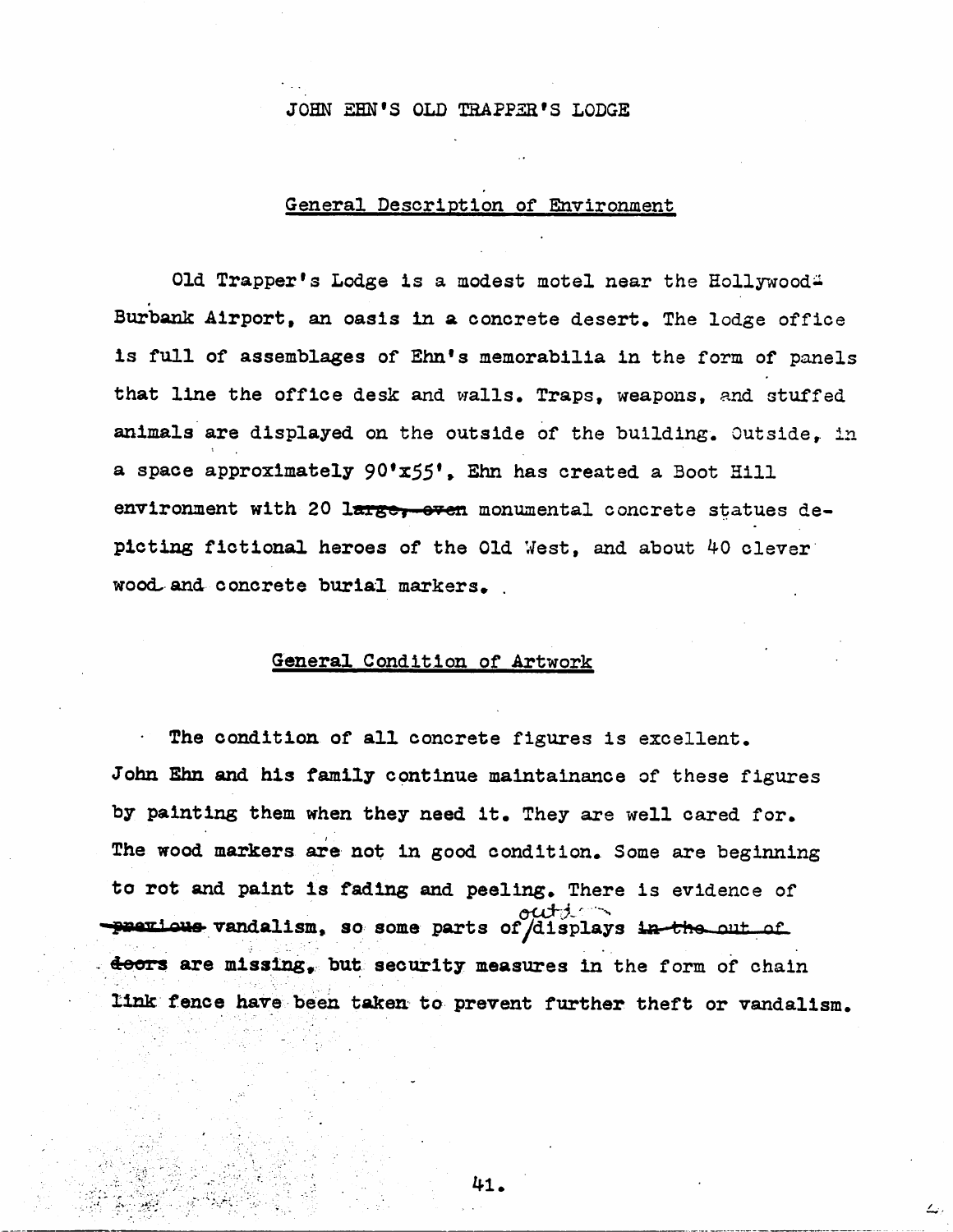# JOHN EHN'S OLD TRAPPER'S LODGE

## General Description of Environment

Old Trapper's Lodge is a modest motel near the Hollywood-Burbank Airport, an oasis in a concrete desert. The lodge office is full of assemblages of Ehn's memorabilia in the form of panels that line the office desk and walls. Traps, weapons, and stuffed animals are displayed on the outside of the building. Outside, in a space approximately 90'x55', Ehn has created a Boot Hill environment with 20 ~~large, even~~ monumental concrete statues depicting fictional heroes of the Old West, and about 40 clever wood and concrete burial markers.

## General Condition of Artwork

The condition of all concrete figures is excellent. John Ehn and his family continue maintainance of these figures by painting them when they need it. They are well cared for. The wood markers are not in good condition. Some are beginning to rot and paint is fading and peeling. There is evidence of ~~previous~~ vandalism, so some parts of outdoor displays ~~in the out of doors~~ are missing, but security measures in the form of chain link fence have been taken to prevent further theft or vandalism.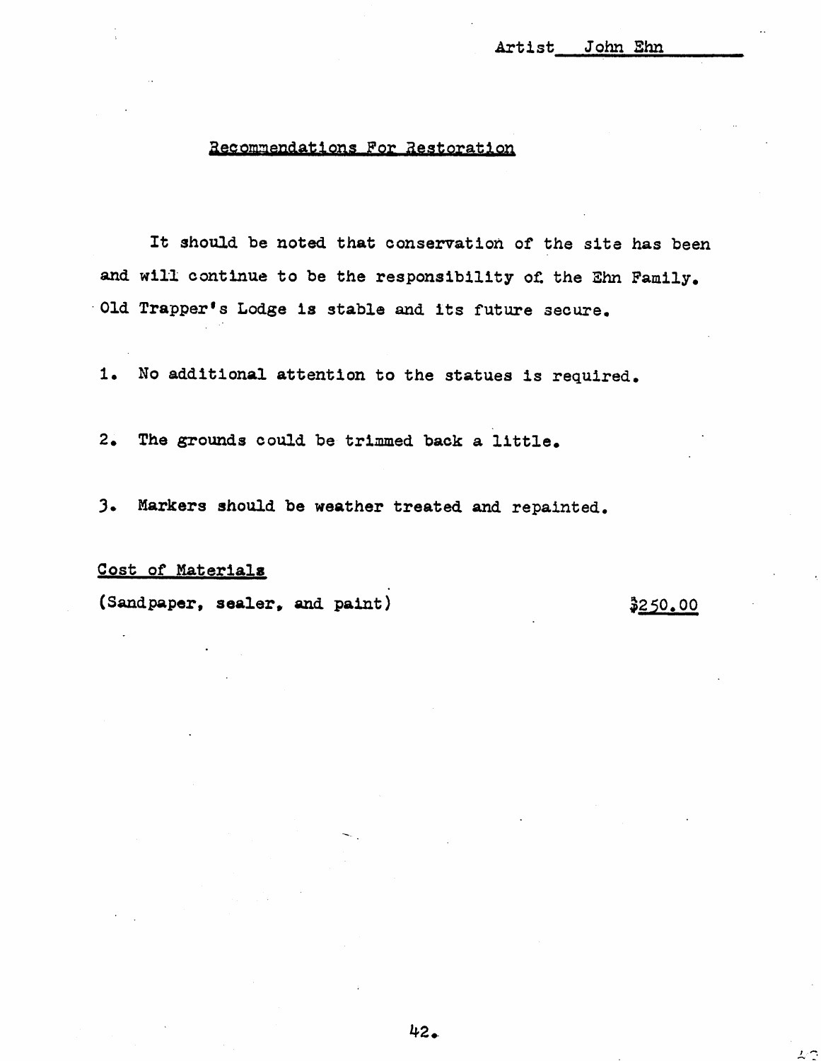Artist John Ehn

## Recommendations For Restoration

It should be noted that conservation of the site has been and will continue to be the responsibility of the Ehn Family. Old Trapper's Lodge is stable and its future secure.

1. No additional attention to the statues is required.

2. The grounds could be trimmed back a little.

3. Markers should be weather treated and repainted.

Cost of Materials

(Sandpaper, sealer, and paint) $250.00